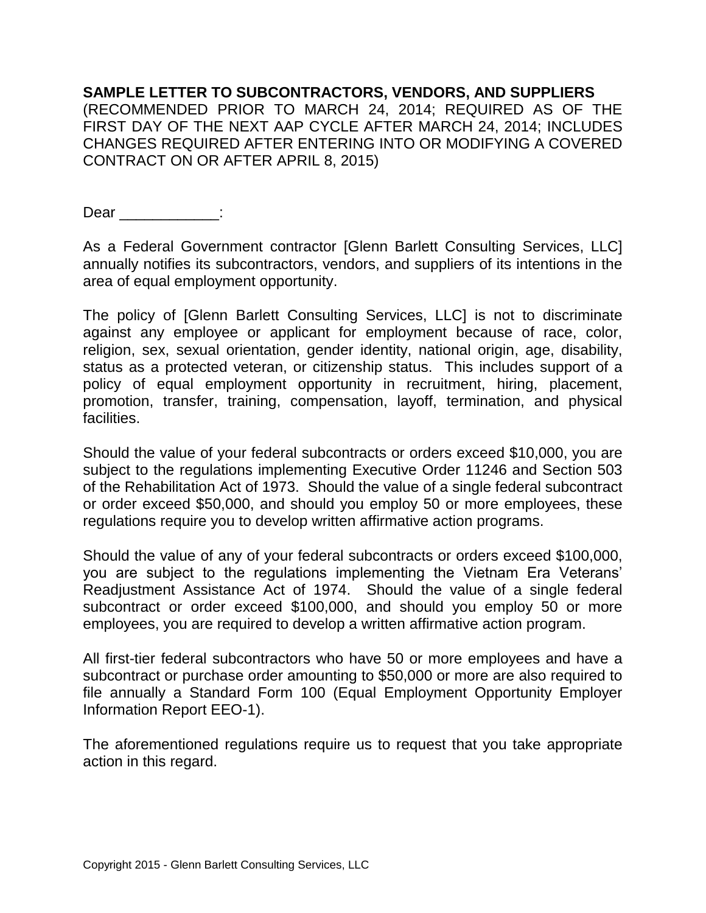**SAMPLE LETTER TO SUBCONTRACTORS, VENDORS, AND SUPPLIERS**
(RECOMMENDED PRIOR TO MARCH 24, 2014; REQUIRED AS OF THE FIRST DAY OF THE NEXT AAP CYCLE AFTER MARCH 24, 2014; INCLUDES CHANGES REQUIRED AFTER ENTERING INTO OR MODIFYING A COVERED CONTRACT ON OR AFTER APRIL 8, 2015)

Dear ____________:

As a Federal Government contractor [Glenn Barlett Consulting Services, LLC] annually notifies its subcontractors, vendors, and suppliers of its intentions in the area of equal employment opportunity.

The policy of [Glenn Barlett Consulting Services, LLC] is not to discriminate against any employee or applicant for employment because of race, color, religion, sex, sexual orientation, gender identity, national origin, age, disability, status as a protected veteran, or citizenship status. This includes support of a policy of equal employment opportunity in recruitment, hiring, placement, promotion, transfer, training, compensation, layoff, termination, and physical facilities.

Should the value of your federal subcontracts or orders exceed $10,000, you are subject to the regulations implementing Executive Order 11246 and Section 503 of the Rehabilitation Act of 1973. Should the value of a single federal subcontract or order exceed $50,000, and should you employ 50 or more employees, these regulations require you to develop written affirmative action programs.

Should the value of any of your federal subcontracts or orders exceed $100,000, you are subject to the regulations implementing the Vietnam Era Veterans' Readjustment Assistance Act of 1974. Should the value of a single federal subcontract or order exceed $100,000, and should you employ 50 or more employees, you are required to develop a written affirmative action program.

All first-tier federal subcontractors who have 50 or more employees and have a subcontract or purchase order amounting to $50,000 or more are also required to file annually a Standard Form 100 (Equal Employment Opportunity Employer Information Report EEO-1).

The aforementioned regulations require us to request that you take appropriate action in this regard.

Copyright 2015 - Glenn Barlett Consulting Services, LLC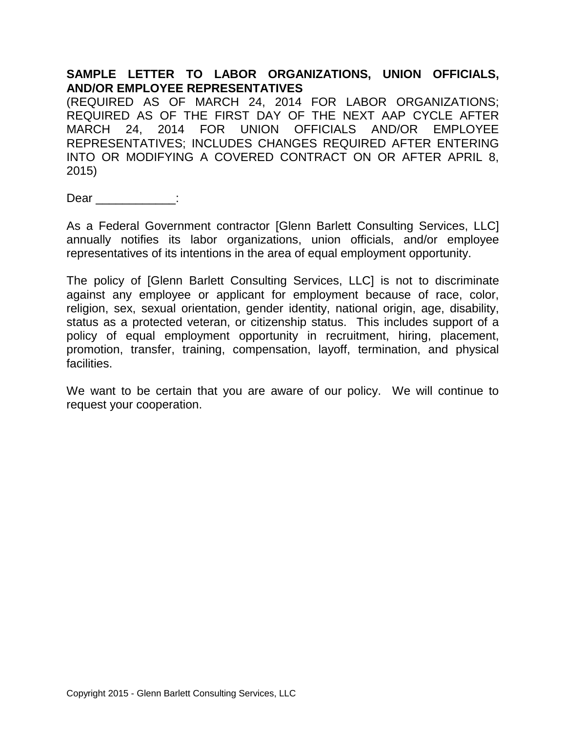**SAMPLE LETTER TO LABOR ORGANIZATIONS, UNION OFFICIALS, AND/OR EMPLOYEE REPRESENTATIVES**

(REQUIRED AS OF MARCH 24, 2014 FOR LABOR ORGANIZATIONS; REQUIRED AS OF THE FIRST DAY OF THE NEXT AAP CYCLE AFTER MARCH 24, 2014 FOR UNION OFFICIALS AND/OR EMPLOYEE REPRESENTATIVES; INCLUDES CHANGES REQUIRED AFTER ENTERING INTO OR MODIFYING A COVERED CONTRACT ON OR AFTER APRIL 8, 2015)

Dear ____________:

As a Federal Government contractor [Glenn Barlett Consulting Services, LLC] annually notifies its labor organizations, union officials, and/or employee representatives of its intentions in the area of equal employment opportunity.

The policy of [Glenn Barlett Consulting Services, LLC] is not to discriminate against any employee or applicant for employment because of race, color, religion, sex, sexual orientation, gender identity, national origin, age, disability, status as a protected veteran, or citizenship status. This includes support of a policy of equal employment opportunity in recruitment, hiring, placement, promotion, transfer, training, compensation, layoff, termination, and physical facilities.

We want to be certain that you are aware of our policy. We will continue to request your cooperation.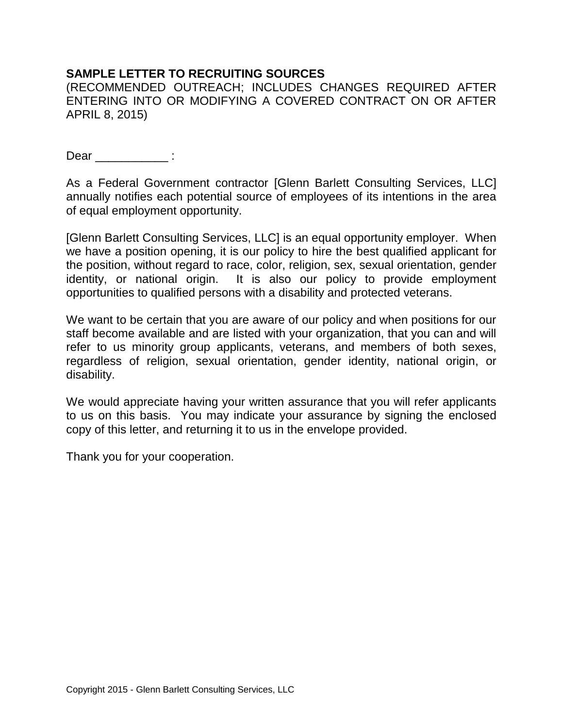**SAMPLE LETTER TO RECRUITING SOURCES**

(RECOMMENDED OUTREACH; INCLUDES CHANGES REQUIRED AFTER ENTERING INTO OR MODIFYING A COVERED CONTRACT ON OR AFTER APRIL 8, 2015)

Dear ___________ :

As a Federal Government contractor [Glenn Barlett Consulting Services, LLC] annually notifies each potential source of employees of its intentions in the area of equal employment opportunity.

[Glenn Barlett Consulting Services, LLC] is an equal opportunity employer. When we have a position opening, it is our policy to hire the best qualified applicant for the position, without regard to race, color, religion, sex, sexual orientation, gender identity, or national origin. It is also our policy to provide employment opportunities to qualified persons with a disability and protected veterans.

We want to be certain that you are aware of our policy and when positions for our staff become available and are listed with your organization, that you can and will refer to us minority group applicants, veterans, and members of both sexes, regardless of religion, sexual orientation, gender identity, national origin, or disability.

We would appreciate having your written assurance that you will refer applicants to us on this basis. You may indicate your assurance by signing the enclosed copy of this letter, and returning it to us in the envelope provided.

Thank you for your cooperation.

Copyright 2015 - Glenn Barlett Consulting Services, LLC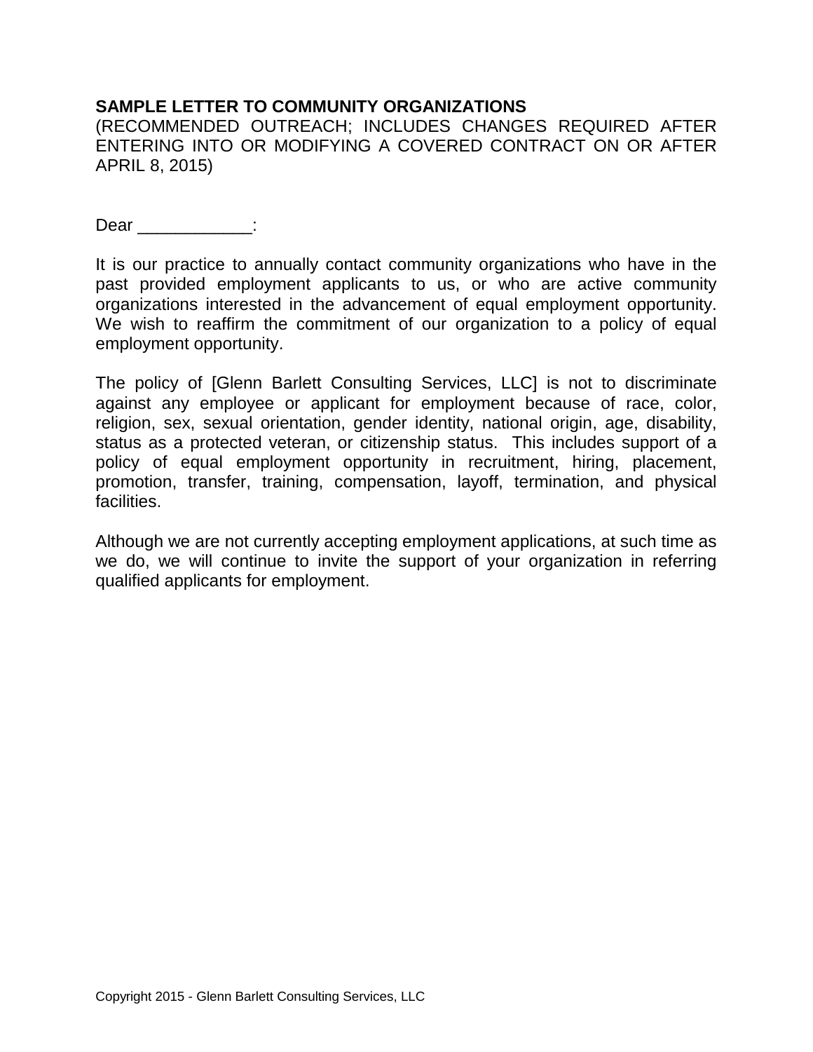**SAMPLE LETTER TO COMMUNITY ORGANIZATIONS**
(RECOMMENDED OUTREACH; INCLUDES CHANGES REQUIRED AFTER ENTERING INTO OR MODIFYING A COVERED CONTRACT ON OR AFTER APRIL 8, 2015)

Dear ____________:

It is our practice to annually contact community organizations who have in the past provided employment applicants to us, or who are active community organizations interested in the advancement of equal employment opportunity. We wish to reaffirm the commitment of our organization to a policy of equal employment opportunity.

The policy of [Glenn Barlett Consulting Services, LLC] is not to discriminate against any employee or applicant for employment because of race, color, religion, sex, sexual orientation, gender identity, national origin, age, disability, status as a protected veteran, or citizenship status. This includes support of a policy of equal employment opportunity in recruitment, hiring, placement, promotion, transfer, training, compensation, layoff, termination, and physical facilities.

Although we are not currently accepting employment applications, at such time as we do, we will continue to invite the support of your organization in referring qualified applicants for employment.

Copyright 2015 - Glenn Barlett Consulting Services, LLC